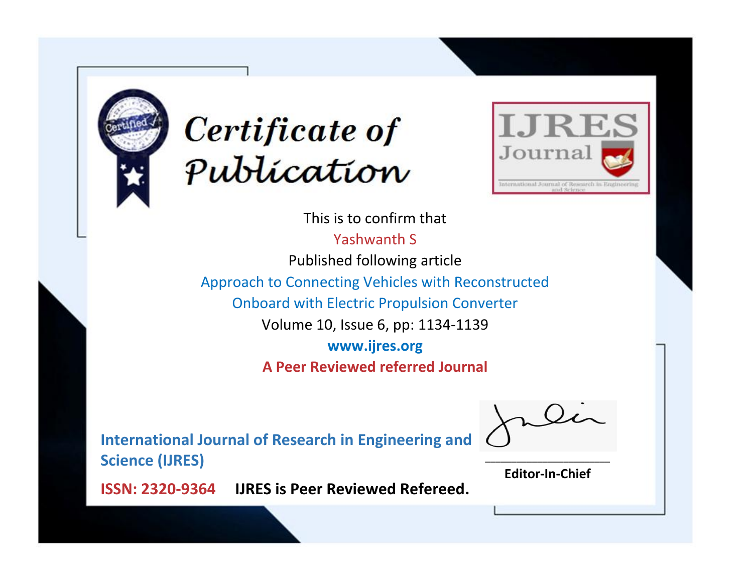# Certificate of Publication

IJRES Journal

International Journal of Research in Engineering and Science

This is to confirm that

Yashwanth S

Published following article

Approach to Connecting Vehicles with Reconstructed Onboard with Electric Propulsion Converter

Volume 10, Issue 6, pp: 1134-1139

**www.ijres.org**

**A Peer Reviewed referred Journal**

**International Journal of Research in Engineering and Science (IJRES)**

**ISSN: 2320-9364** **IJRES is Peer Reviewed Refereed.**

**Editor-In-Chief**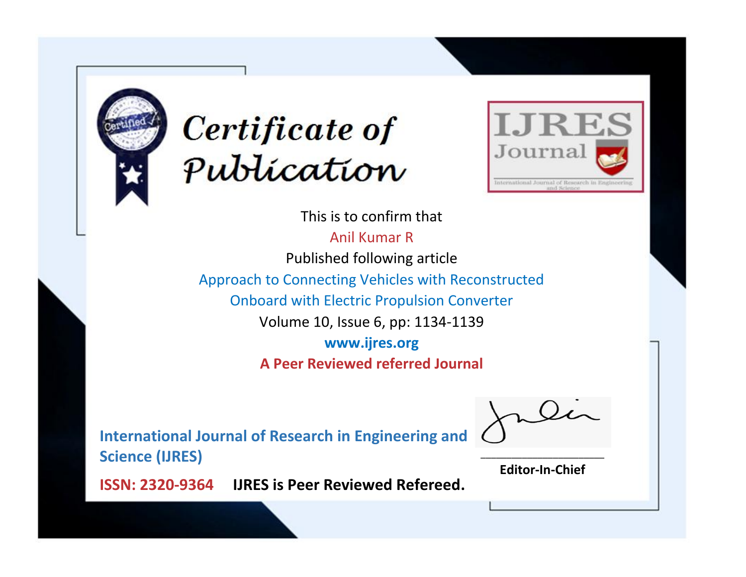# Certificate of Publication

**IJRES Journal**

International Journal of Research in Engineering and Science

This is to confirm that

Anil Kumar R

Published following article

Approach to Connecting Vehicles with Reconstructed Onboard with Electric Propulsion Converter

Volume 10, Issue 6, pp: 1134-1139

**www.ijres.org**

**A Peer Reviewed referred Journal**

**International Journal of Research in Engineering and Science (IJRES)**

**ISSN: 2320-9364** **IJRES is Peer Reviewed Refereed.**

**Editor-In-Chief**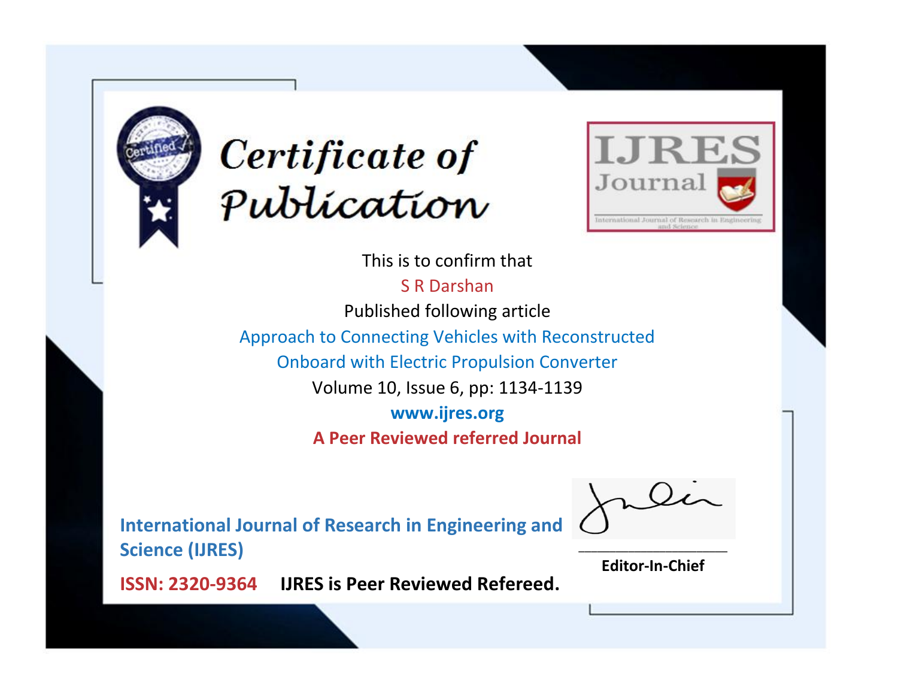# Certificate of Publication

IJRES Journal

International Journal of Research in Engineering and Science

This is to confirm that

S R Darshan

Published following article

Approach to Connecting Vehicles with Reconstructed Onboard with Electric Propulsion Converter

Volume 10, Issue 6, pp: 1134-1139

**www.ijres.org**

**A Peer Reviewed referred Journal**

**International Journal of Research in Engineering and Science (IJRES)**

**ISSN: 2320-9364** **IJRES is Peer Reviewed Refereed.**

**Editor-In-Chief**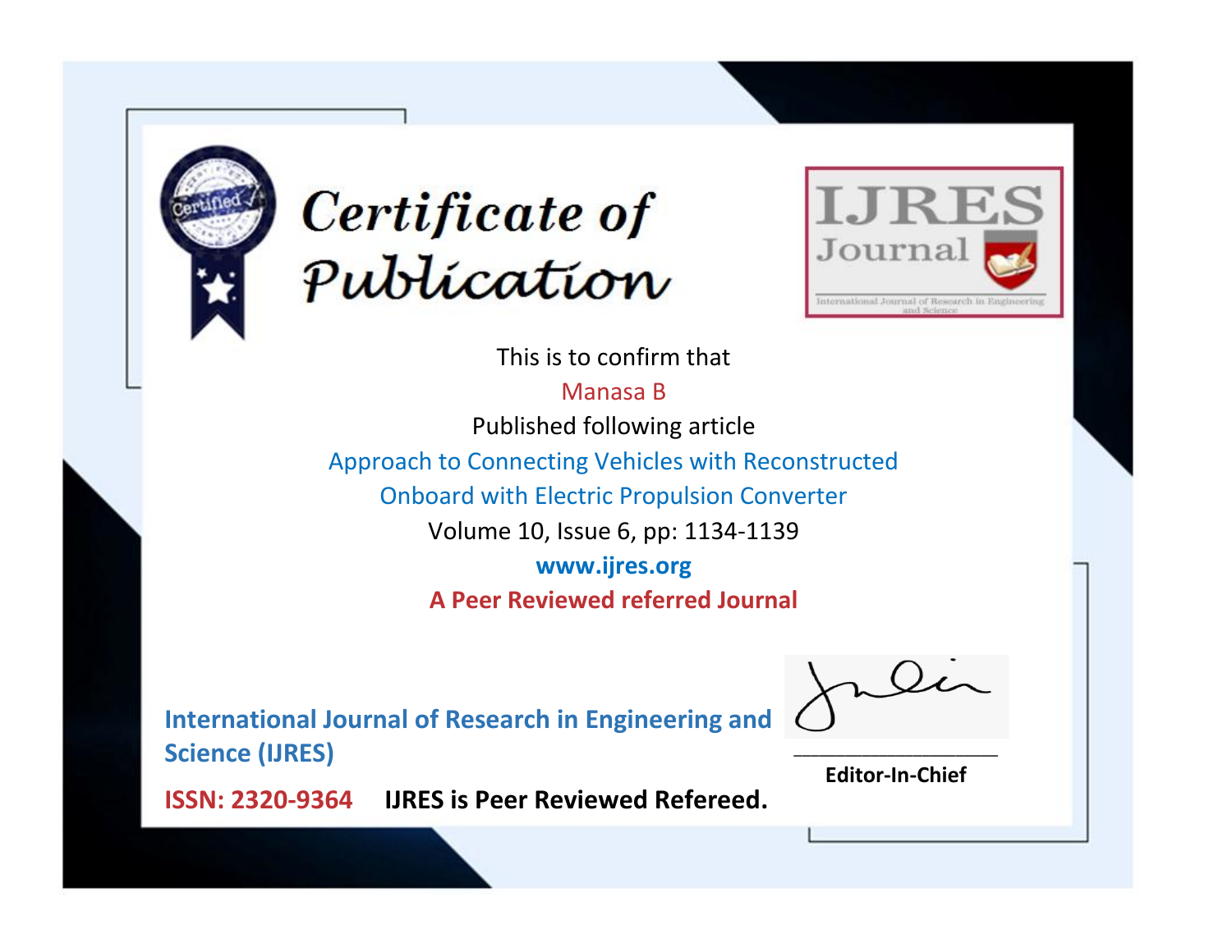# Certificate of Publication

IJRES Journal

International Journal of Research in Engineering and Science

This is to confirm that

Manasa B

Published following article

Approach to Connecting Vehicles with Reconstructed Onboard with Electric Propulsion Converter

Volume 10, Issue 6, pp: 1134-1139

**www.ijres.org**

**A Peer Reviewed referred Journal**

**International Journal of Research in Engineering and Science (IJRES)**

**ISSN: 2320-9364** **IJRES is Peer Reviewed Refereed.**

**Editor-In-Chief**